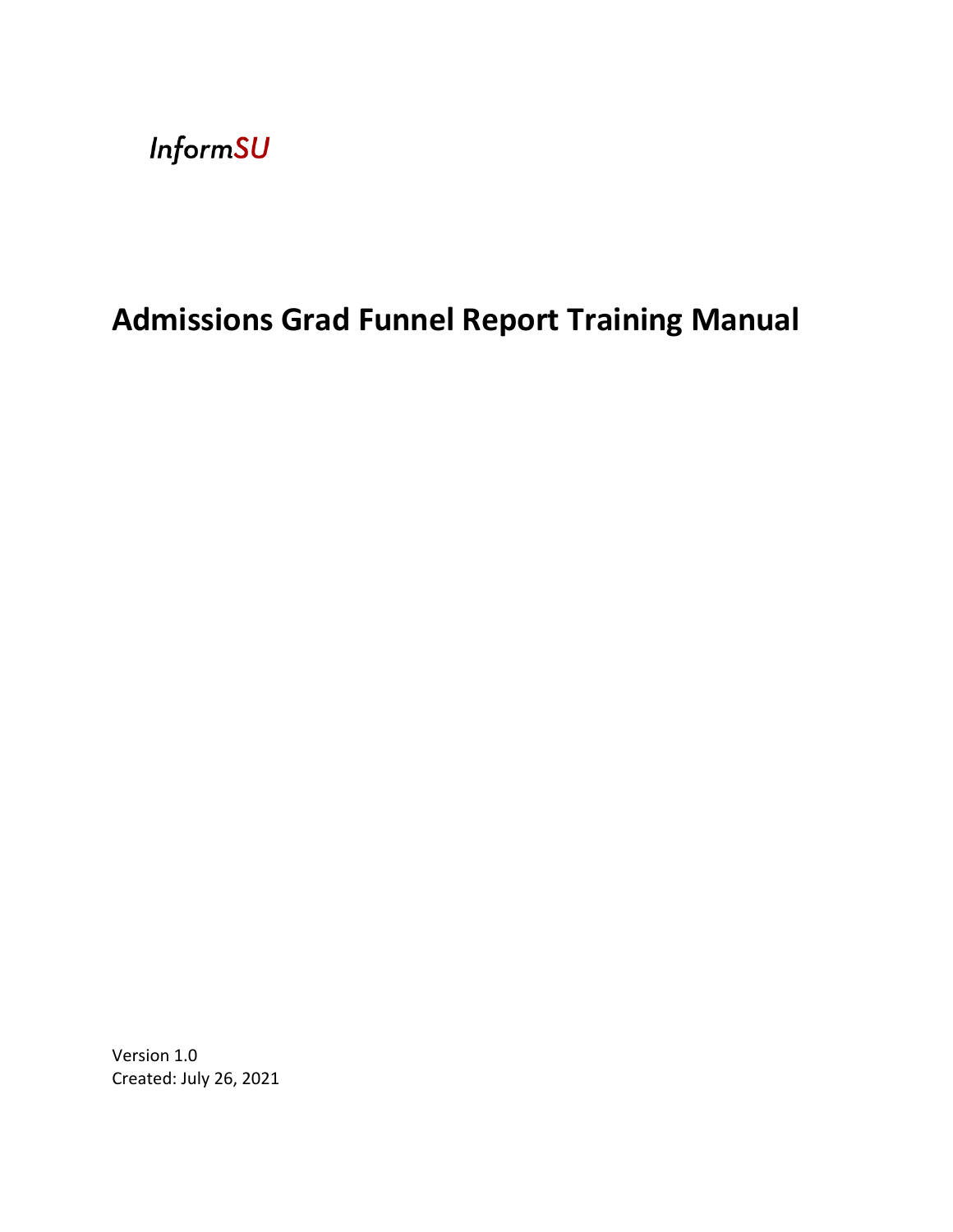*InformSU*

# Admissions Grad Funnel Report Training Manual

Version 1.0
Created: July 26, 2021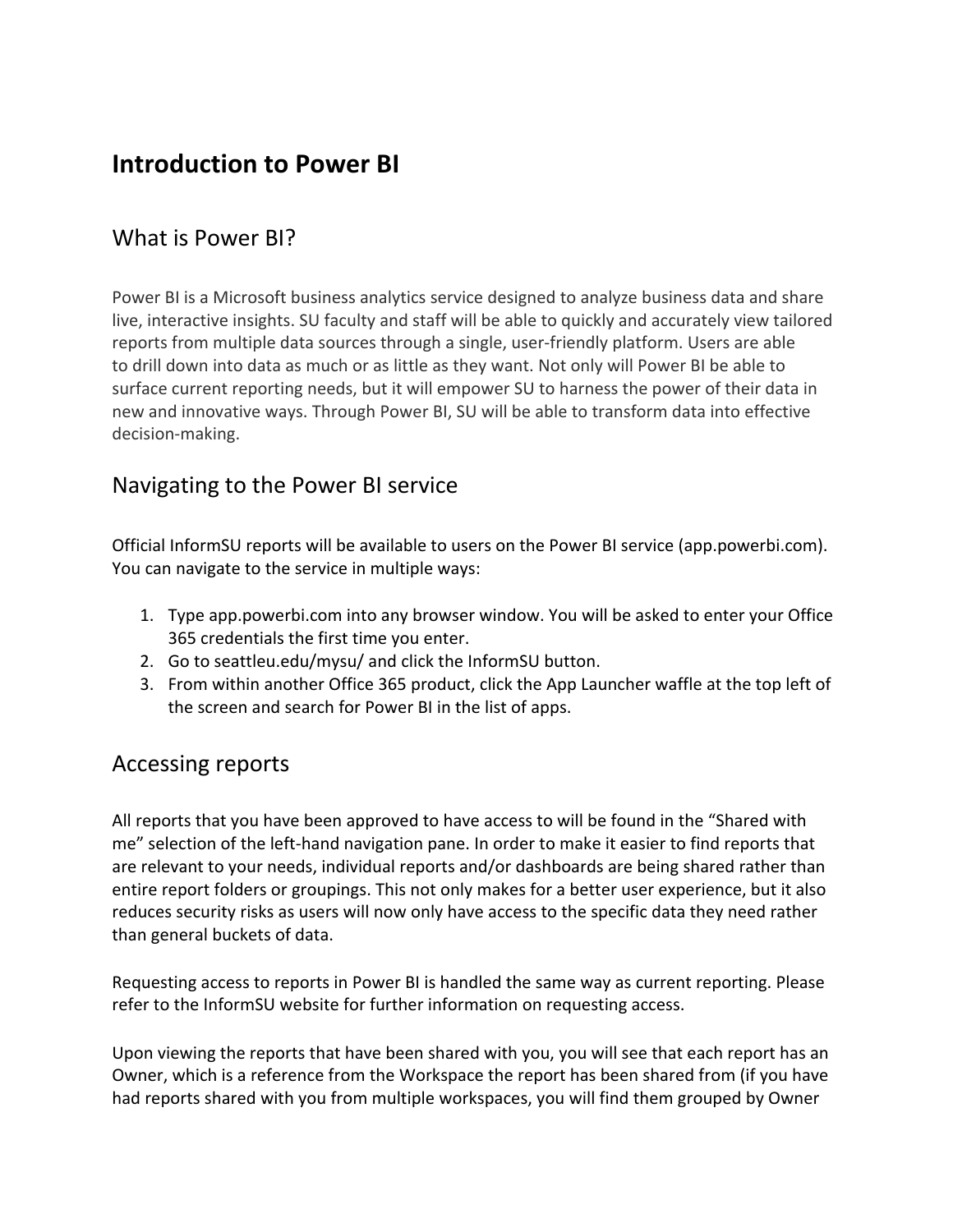# Introduction to Power BI

## What is Power BI?

Power BI is a Microsoft business analytics service designed to analyze business data and share live, interactive insights. SU faculty and staff will be able to quickly and accurately view tailored reports from multiple data sources through a single, user-friendly platform. Users are able to drill down into data as much or as little as they want. Not only will Power BI be able to surface current reporting needs, but it will empower SU to harness the power of their data in new and innovative ways. Through Power BI, SU will be able to transform data into effective decision-making.

## Navigating to the Power BI service

Official InformSU reports will be available to users on the Power BI service (app.powerbi.com). You can navigate to the service in multiple ways:

1. Type app.powerbi.com into any browser window. You will be asked to enter your Office 365 credentials the first time you enter.
2. Go to seattleu.edu/mysu/ and click the InformSU button.
3. From within another Office 365 product, click the App Launcher waffle at the top left of the screen and search for Power BI in the list of apps.

## Accessing reports

All reports that you have been approved to have access to will be found in the "Shared with me" selection of the left-hand navigation pane. In order to make it easier to find reports that are relevant to your needs, individual reports and/or dashboards are being shared rather than entire report folders or groupings. This not only makes for a better user experience, but it also reduces security risks as users will now only have access to the specific data they need rather than general buckets of data.

Requesting access to reports in Power BI is handled the same way as current reporting. Please refer to the InformSU website for further information on requesting access.

Upon viewing the reports that have been shared with you, you will see that each report has an Owner, which is a reference from the Workspace the report has been shared from (if you have had reports shared with you from multiple workspaces, you will find them grouped by Owner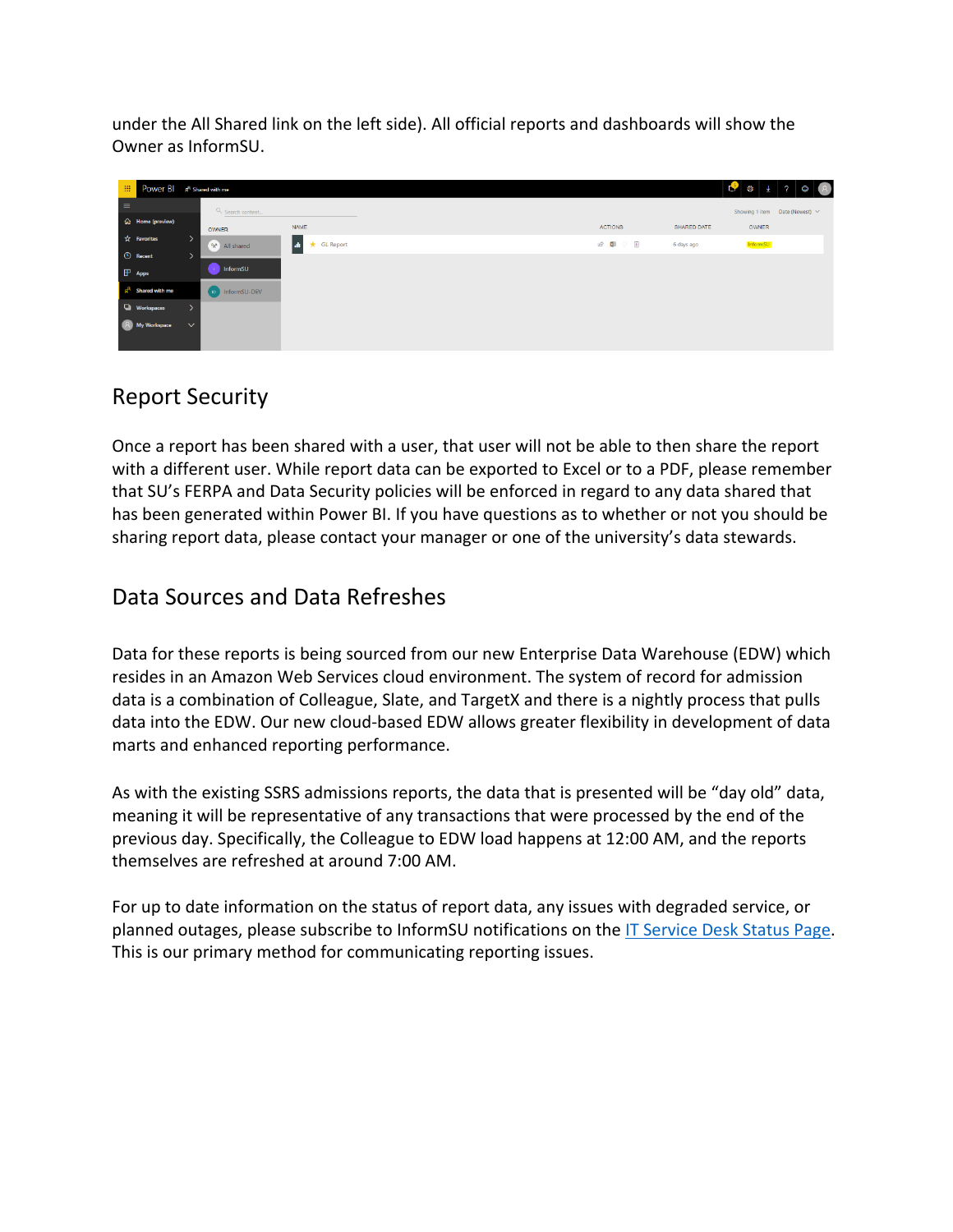under the All Shared link on the left side). All official reports and dashboards will show the Owner as InformSU.

## Report Security

Once a report has been shared with a user, that user will not be able to then share the report with a different user. While report data can be exported to Excel or to a PDF, please remember that SU's FERPA and Data Security policies will be enforced in regard to any data shared that has been generated within Power BI. If you have questions as to whether or not you should be sharing report data, please contact your manager or one of the university's data stewards.

## Data Sources and Data Refreshes

Data for these reports is being sourced from our new Enterprise Data Warehouse (EDW) which resides in an Amazon Web Services cloud environment. The system of record for admission data is a combination of Colleague, Slate, and TargetX and there is a nightly process that pulls data into the EDW. Our new cloud-based EDW allows greater flexibility in development of data marts and enhanced reporting performance.

As with the existing SSRS admissions reports, the data that is presented will be "day old" data, meaning it will be representative of any transactions that were processed by the end of the previous day. Specifically, the Colleague to EDW load happens at 12:00 AM, and the reports themselves are refreshed at around 7:00 AM.

For up to date information on the status of report data, any issues with degraded service, or planned outages, please subscribe to InformSU notifications on the IT Service Desk Status Page. This is our primary method for communicating reporting issues.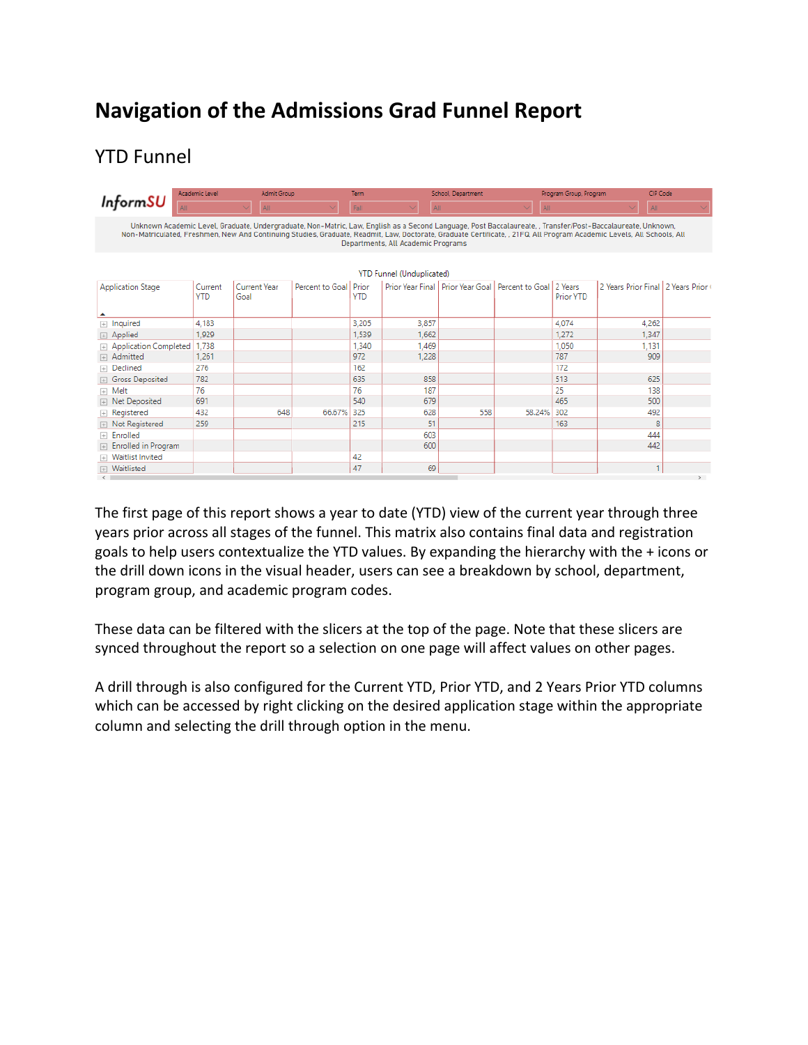# Navigation of the Admissions Grad Funnel Report

## YTD Funnel

InformSU

| Academic Level | Admit Group | Term | School, Department | Program Group, Program | CIP Code |
|---|---|---|---|---|---|
| All | All | Fall | All | All | All |

Unknown Academic Level, Graduate, Undergraduate, Non-Matric, Law, English as a Second Language, Post Baccalaureate, , Transfer/Post-Baccalaureate, Unknown, Non-Matriculated, Freshmen, New And Continuing Studies, Graduate, Readmit, Law, Doctorate, Graduate Certificate, , 21FQ All Program Academic Levels, All Schools, All Departments, All Academic Programs

YTD Funnel (Unduplicated)

| Application Stage | Current YTD | Current Year Goal | Percent to Goal | Prior YTD | Prior Year Final | Prior Year Goal | Percent to Goal | 2 Years Prior YTD | 2 Years Prior Final | 2 Years Prior |
|---|---|---|---|---|---|---|---|---|---|---|
| Inquired | 4,183 | | | 3,205 | 3,857 | | | 4,074 | 4,262 | |
| Applied | 1,929 | | | 1,539 | 1,662 | | | 1,272 | 1,347 | |
| Application Completed | 1,738 | | | 1,340 | 1,469 | | | 1,050 | 1,131 | |
| Admitted | 1,261 | | | 972 | 1,228 | | | 787 | 909 | |
| Declined | 276 | | | 162 | | | | 172 | | |
| Gross Deposited | 782 | | | 635 | 858 | | | 513 | 625 | |
| Melt | 76 | | | 76 | 187 | | | 25 | 138 | |
| Net Deposited | 691 | | | 540 | 679 | | | 465 | 500 | |
| Registered | 432 | 648 | 66.67% | 325 | 628 | 558 | 58.24% | 302 | 492 | |
| Not Registered | 259 | | | 215 | 51 | | | 163 | 8 | |
| Enrolled | | | | | 603 | | | | 444 | |
| Enrolled in Program | | | | | 600 | | | | 442 | |
| Waitlist Invited | | | | 42 | | | | | | |
| Waitlisted | | | | 47 | 69 | | | | 1 | |

The first page of this report shows a year to date (YTD) view of the current year through three years prior across all stages of the funnel. This matrix also contains final data and registration goals to help users contextualize the YTD values. By expanding the hierarchy with the + icons or the drill down icons in the visual header, users can see a breakdown by school, department, program group, and academic program codes.

These data can be filtered with the slicers at the top of the page. Note that these slicers are synced throughout the report so a selection on one page will affect values on other pages.

A drill through is also configured for the Current YTD, Prior YTD, and 2 Years Prior YTD columns which can be accessed by right clicking on the desired application stage within the appropriate column and selecting the drill through option in the menu.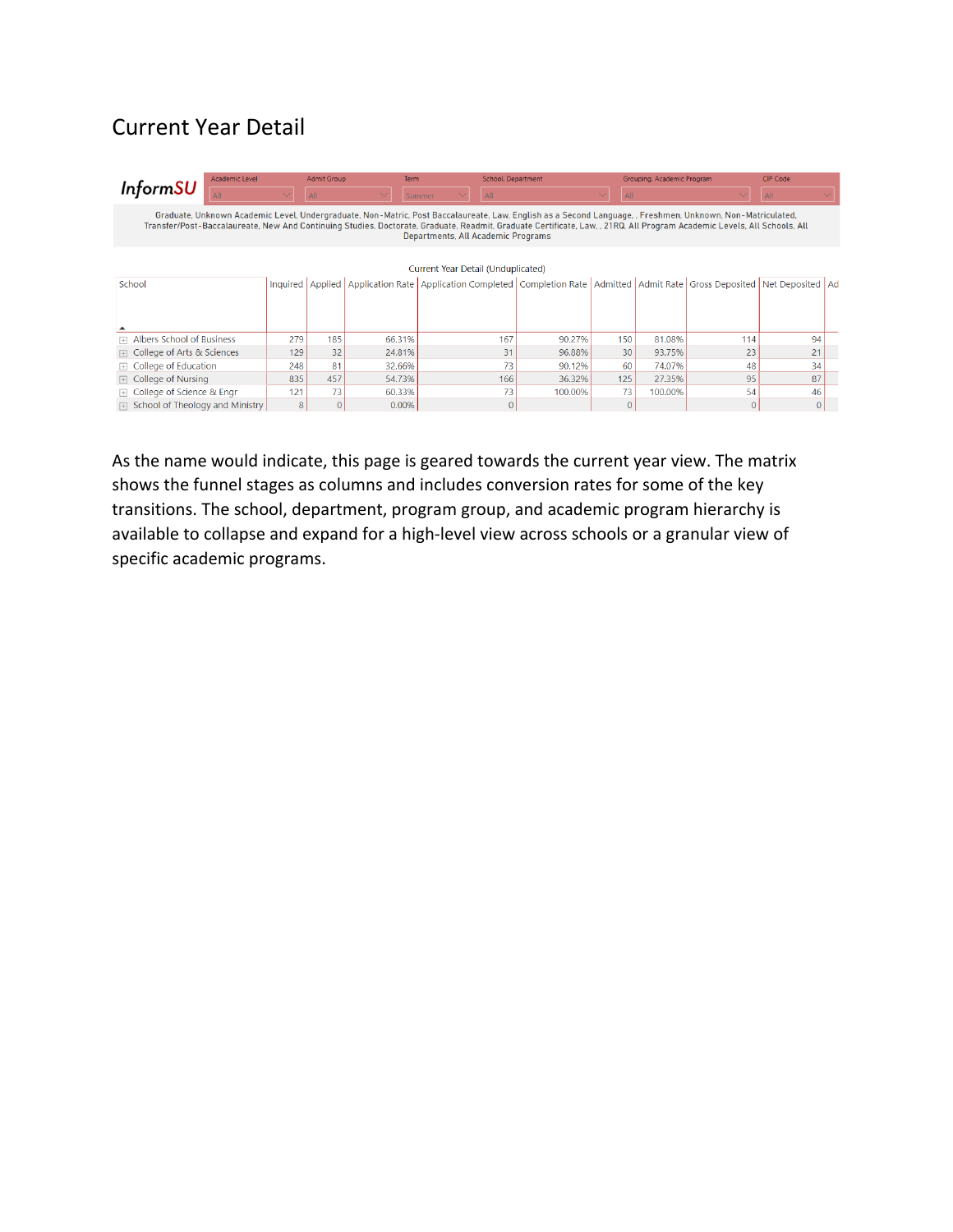# Current Year Detail

| InformSU | Academic Level | Admit Group | Term | School, Department | Grouping, Academic Program | CIP Code |
|---|---|---|---|---|---|---|
| | All | All | Summer | All | All | All |

Graduate, Unknown Academic Level, Undergraduate, Non-Matric, Post Baccalaureate, Law, English as a Second Language, , Freshmen, Unknown, Non-Matriculated, Transfer/Post-Baccalaureate, New And Continuing Studies, Doctorate, Graduate, Readmit, Graduate Certificate, Law, , 21RQ, All Program Academic Levels, All Schools, All Departments, All Academic Programs

Current Year Detail (Unduplicated)

| School | Inquired | Applied | Application Rate | Application Completed | Completion Rate | Admitted | Admit Rate | Gross Deposited | Net Deposited | Ad |
|---|---|---|---|---|---|---|---|---|---|---|
| Albers School of Business | 279 | 185 | 66.31% | 167 | 90.27% | 150 | 81.08% | 114 | 94 | |
| College of Arts & Sciences | 129 | 32 | 24.81% | 31 | 96.88% | 30 | 93.75% | 23 | 21 | |
| College of Education | 248 | 81 | 32.66% | 73 | 90.12% | 60 | 74.07% | 48 | 34 | |
| College of Nursing | 835 | 457 | 54.73% | 166 | 36.32% | 125 | 27.35% | 95 | 87 | |
| College of Science & Engr | 121 | 73 | 60.33% | 73 | 100.00% | 73 | 100.00% | 54 | 46 | |
| School of Theology and Ministry | 8 | 0 | 0.00% | 0 | | 0 | | 0 | 0 | |

As the name would indicate, this page is geared towards the current year view. The matrix shows the funnel stages as columns and includes conversion rates for some of the key transitions. The school, department, program group, and academic program hierarchy is available to collapse and expand for a high-level view across schools or a granular view of specific academic programs.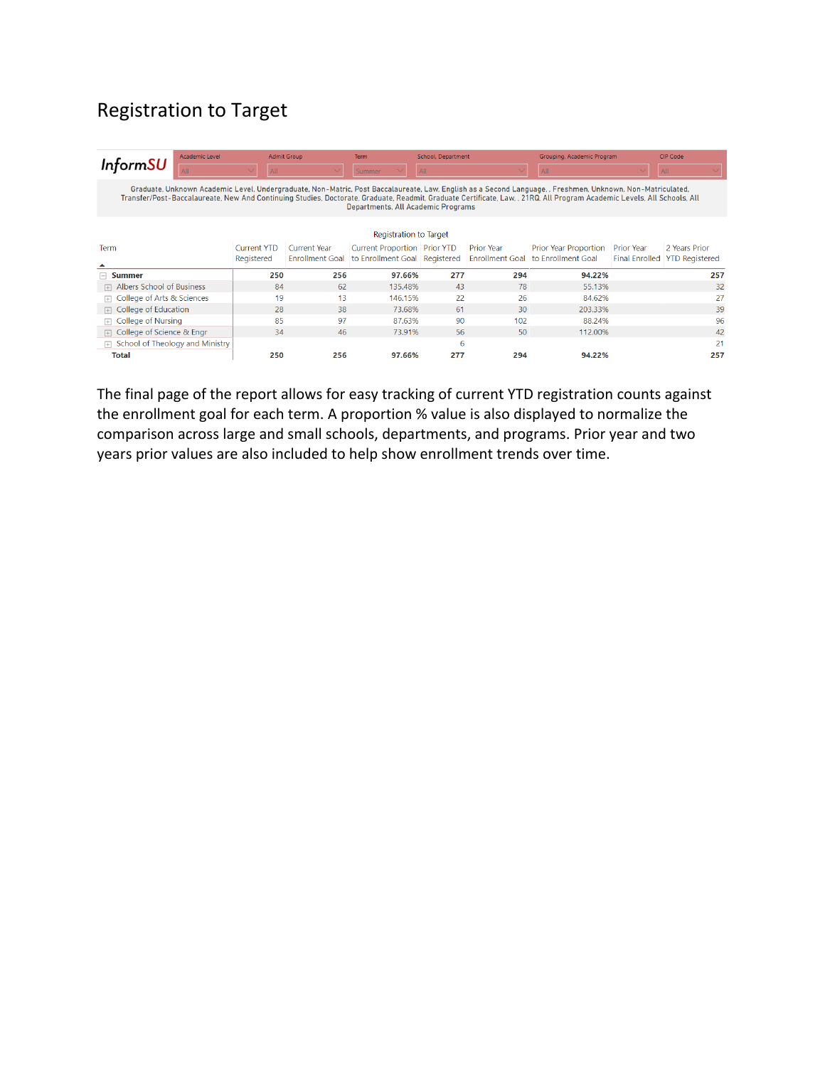# Registration to Target

InformSU

| Academic Level | Admit Group | Term | School, Department | Grouping, Academic Program | CIP Code |
|---|---|---|---|---|---|
| All | All | Summer | All | All | All |

Graduate, Unknown Academic Level, Undergraduate, Non-Matric, Post Baccalaureate, Law, English as a Second Language, , Freshmen, Unknown, Non-Matriculated, Transfer/Post-Baccalaureate, New And Continuing Studies, Doctorate, Graduate, Readmit, Graduate Certificate, Law, , 21RQ, All Program Academic Levels, All Schools, All Departments, All Academic Programs

Registration to Target

| Term | Current YTD Registered | Current Year Enrollment Goal | Current Proportion to Enrollment Goal | Prior YTD Registered | Prior Year Enrollment Goal | Prior Year Proportion to Enrollment Goal | Prior Year Final Enrolled | 2 Years Prior YTD Registered |
|---|---|---|---|---|---|---|---|---|
| **Summer** | **250** | **256** | **97.66%** | **277** | **294** | **94.22%** | | **257** |
| Albers School of Business | 84 | 62 | 135.48% | 43 | 78 | 55.13% | | 32 |
| College of Arts & Sciences | 19 | 13 | 146.15% | 22 | 26 | 84.62% | | 27 |
| College of Education | 28 | 38 | 73.68% | 61 | 30 | 203.33% | | 39 |
| College of Nursing | 85 | 97 | 87.63% | 90 | 102 | 88.24% | | 96 |
| College of Science & Engr | 34 | 46 | 73.91% | 56 | 50 | 112.00% | | 42 |
| School of Theology and Ministry | | | | 6 | | | | 21 |
| **Total** | **250** | **256** | **97.66%** | **277** | **294** | **94.22%** | | **257** |

The final page of the report allows for easy tracking of current YTD registration counts against the enrollment goal for each term. A proportion % value is also displayed to normalize the comparison across large and small schools, departments, and programs. Prior year and two years prior values are also included to help show enrollment trends over time.